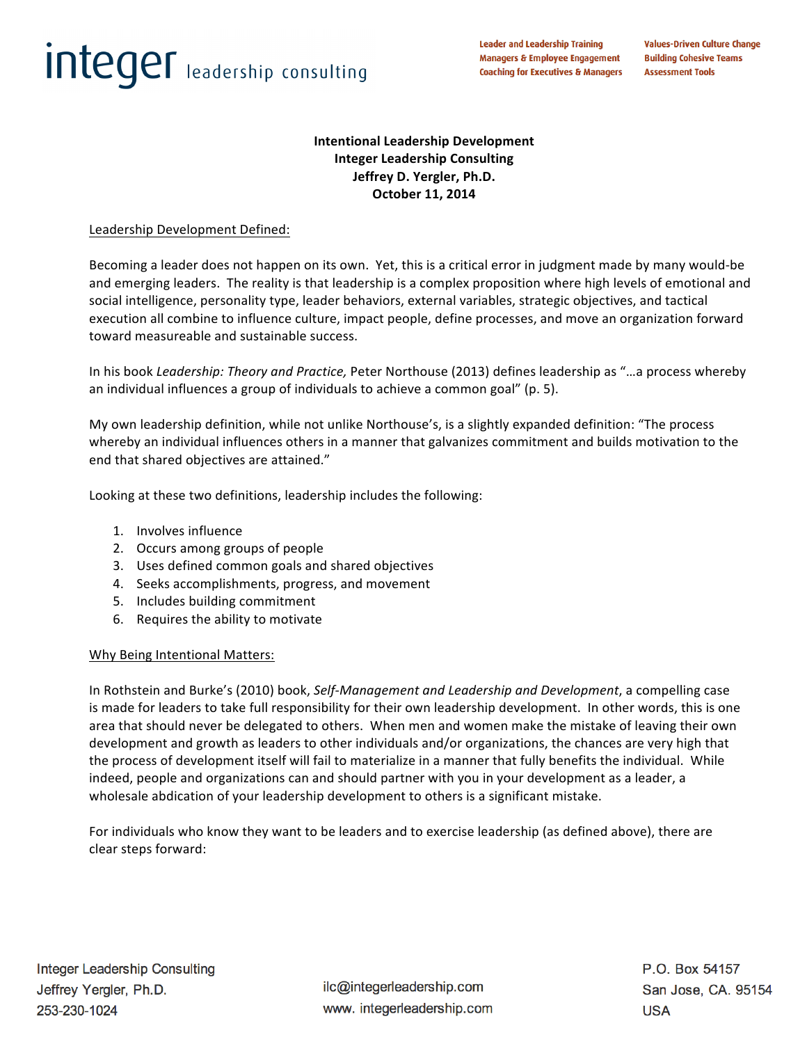**Intentional Leadership Development**
**Integer Leadership Consulting**
**Jeffrey D. Yergler, Ph.D.**
**October 11, 2014**

Leadership Development Defined:

Becoming a leader does not happen on its own. Yet, this is a critical error in judgment made by many would-be and emerging leaders. The reality is that leadership is a complex proposition where high levels of emotional and social intelligence, personality type, leader behaviors, external variables, strategic objectives, and tactical execution all combine to influence culture, impact people, define processes, and move an organization forward toward measureable and sustainable success.

In his book *Leadership: Theory and Practice,* Peter Northouse (2013) defines leadership as "…a process whereby an individual influences a group of individuals to achieve a common goal" (p. 5).

My own leadership definition, while not unlike Northouse's, is a slightly expanded definition: "The process whereby an individual influences others in a manner that galvanizes commitment and builds motivation to the end that shared objectives are attained."

Looking at these two definitions, leadership includes the following:

1. Involves influence
2. Occurs among groups of people
3. Uses defined common goals and shared objectives
4. Seeks accomplishments, progress, and movement
5. Includes building commitment
6. Requires the ability to motivate

Why Being Intentional Matters:

In Rothstein and Burke's (2010) book, *Self-Management and Leadership and Development*, a compelling case is made for leaders to take full responsibility for their own leadership development. In other words, this is one area that should never be delegated to others. When men and women make the mistake of leaving their own development and growth as leaders to other individuals and/or organizations, the chances are very high that the process of development itself will fail to materialize in a manner that fully benefits the individual. While indeed, people and organizations can and should partner with you in your development as a leader, a wholesale abdication of your leadership development to others is a significant mistake.

For individuals who know they want to be leaders and to exercise leadership (as defined above), there are clear steps forward: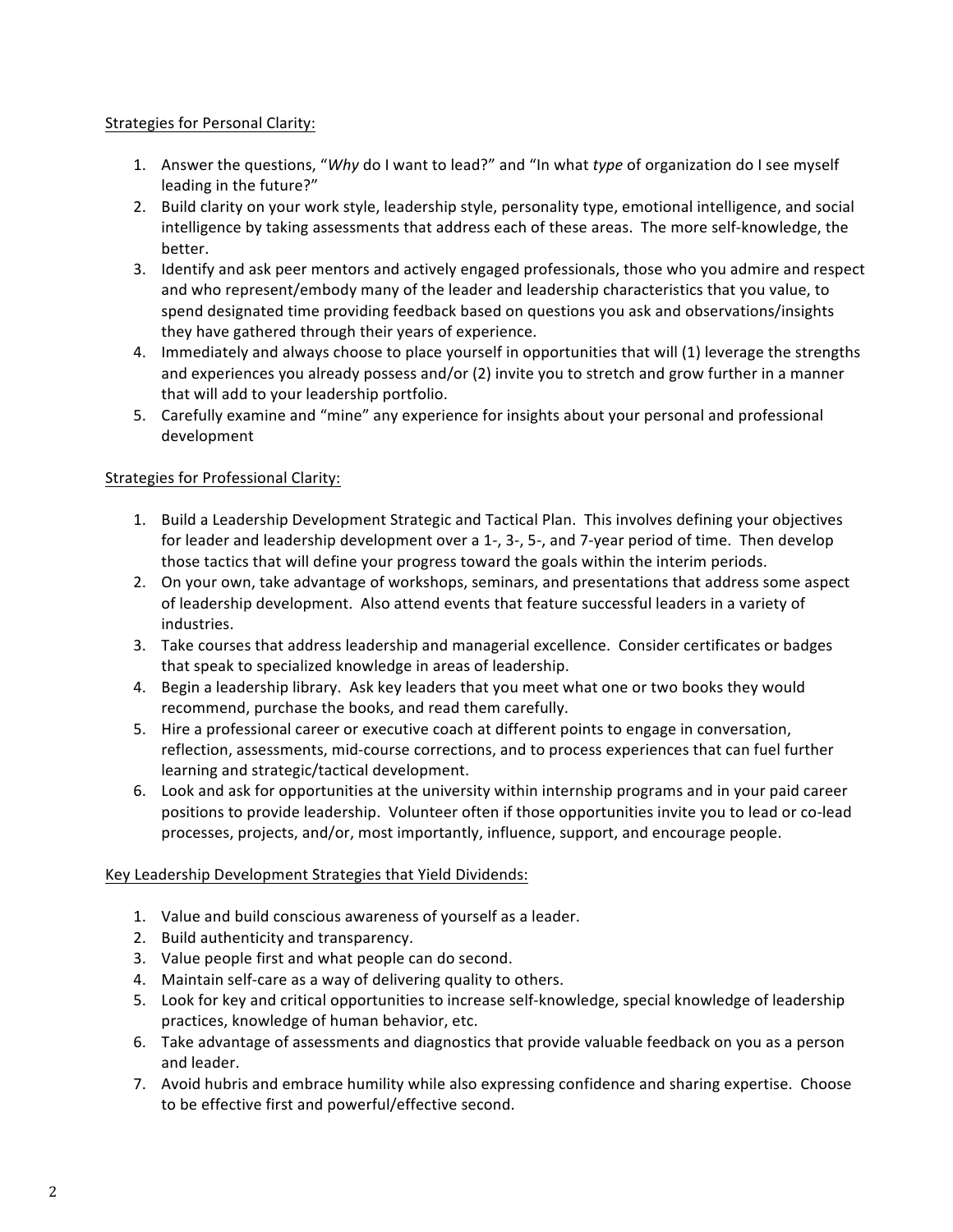Strategies for Personal Clarity:

1. Answer the questions, "*Why* do I want to lead?" and "In what *type* of organization do I see myself leading in the future?"
2. Build clarity on your work style, leadership style, personality type, emotional intelligence, and social intelligence by taking assessments that address each of these areas. The more self-knowledge, the better.
3. Identify and ask peer mentors and actively engaged professionals, those who you admire and respect and who represent/embody many of the leader and leadership characteristics that you value, to spend designated time providing feedback based on questions you ask and observations/insights they have gathered through their years of experience.
4. Immediately and always choose to place yourself in opportunities that will (1) leverage the strengths and experiences you already possess and/or (2) invite you to stretch and grow further in a manner that will add to your leadership portfolio.
5. Carefully examine and "mine" any experience for insights about your personal and professional development

Strategies for Professional Clarity:

1. Build a Leadership Development Strategic and Tactical Plan. This involves defining your objectives for leader and leadership development over a 1-, 3-, 5-, and 7-year period of time. Then develop those tactics that will define your progress toward the goals within the interim periods.
2. On your own, take advantage of workshops, seminars, and presentations that address some aspect of leadership development. Also attend events that feature successful leaders in a variety of industries.
3. Take courses that address leadership and managerial excellence. Consider certificates or badges that speak to specialized knowledge in areas of leadership.
4. Begin a leadership library. Ask key leaders that you meet what one or two books they would recommend, purchase the books, and read them carefully.
5. Hire a professional career or executive coach at different points to engage in conversation, reflection, assessments, mid-course corrections, and to process experiences that can fuel further learning and strategic/tactical development.
6. Look and ask for opportunities at the university within internship programs and in your paid career positions to provide leadership. Volunteer often if those opportunities invite you to lead or co-lead processes, projects, and/or, most importantly, influence, support, and encourage people.

Key Leadership Development Strategies that Yield Dividends:

1. Value and build conscious awareness of yourself as a leader.
2. Build authenticity and transparency.
3. Value people first and what people can do second.
4. Maintain self-care as a way of delivering quality to others.
5. Look for key and critical opportunities to increase self-knowledge, special knowledge of leadership practices, knowledge of human behavior, etc.
6. Take advantage of assessments and diagnostics that provide valuable feedback on you as a person and leader.
7. Avoid hubris and embrace humility while also expressing confidence and sharing expertise. Choose to be effective first and powerful/effective second.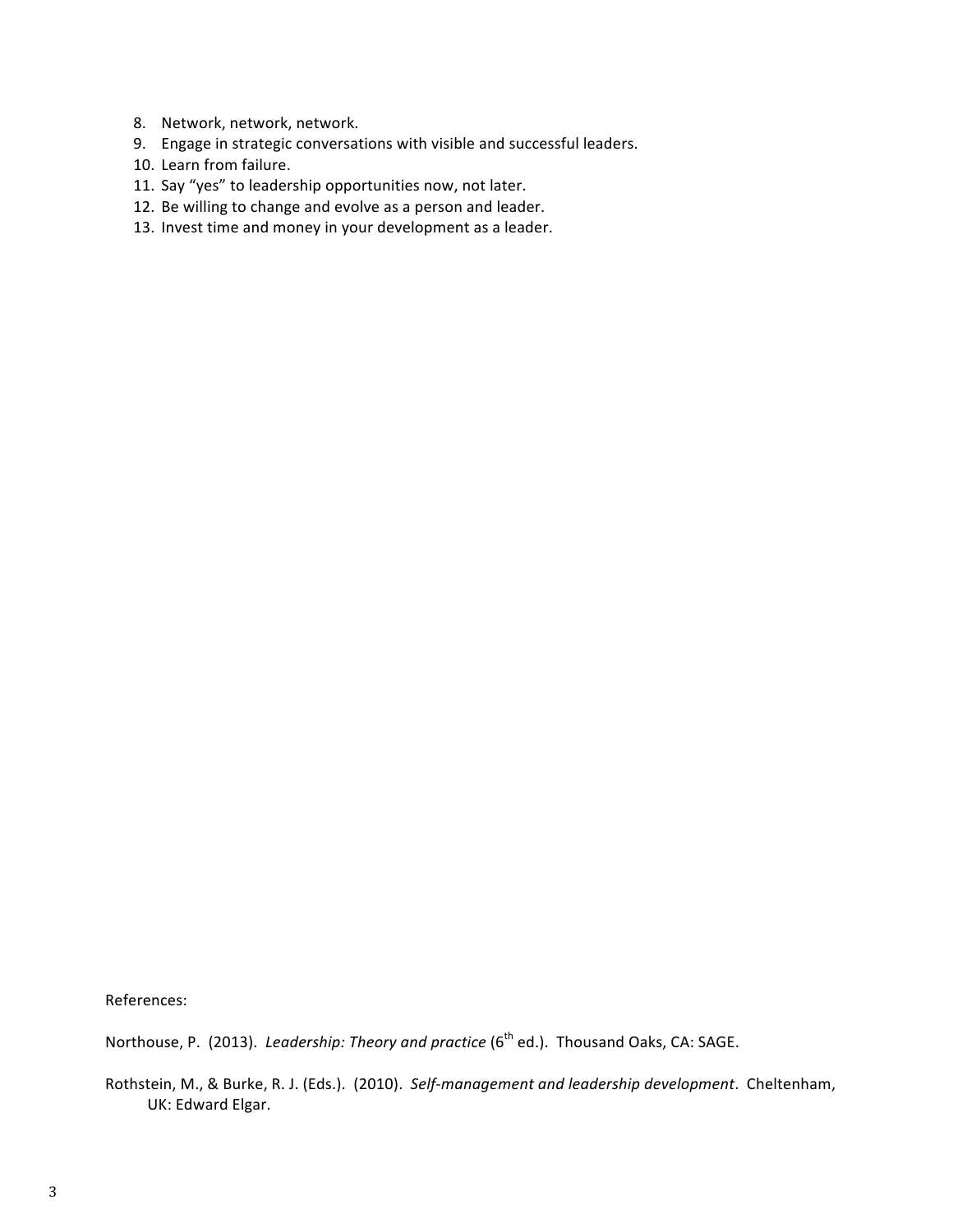8. Network, network, network.
9. Engage in strategic conversations with visible and successful leaders.
10. Learn from failure.
11. Say "yes" to leadership opportunities now, not later.
12. Be willing to change and evolve as a person and leader.
13. Invest time and money in your development as a leader.

References:

Northouse, P. (2013). *Leadership: Theory and practice* (6th ed.). Thousand Oaks, CA: SAGE.

Rothstein, M., & Burke, R. J. (Eds.). (2010). *Self-management and leadership development*. Cheltenham, UK: Edward Elgar.